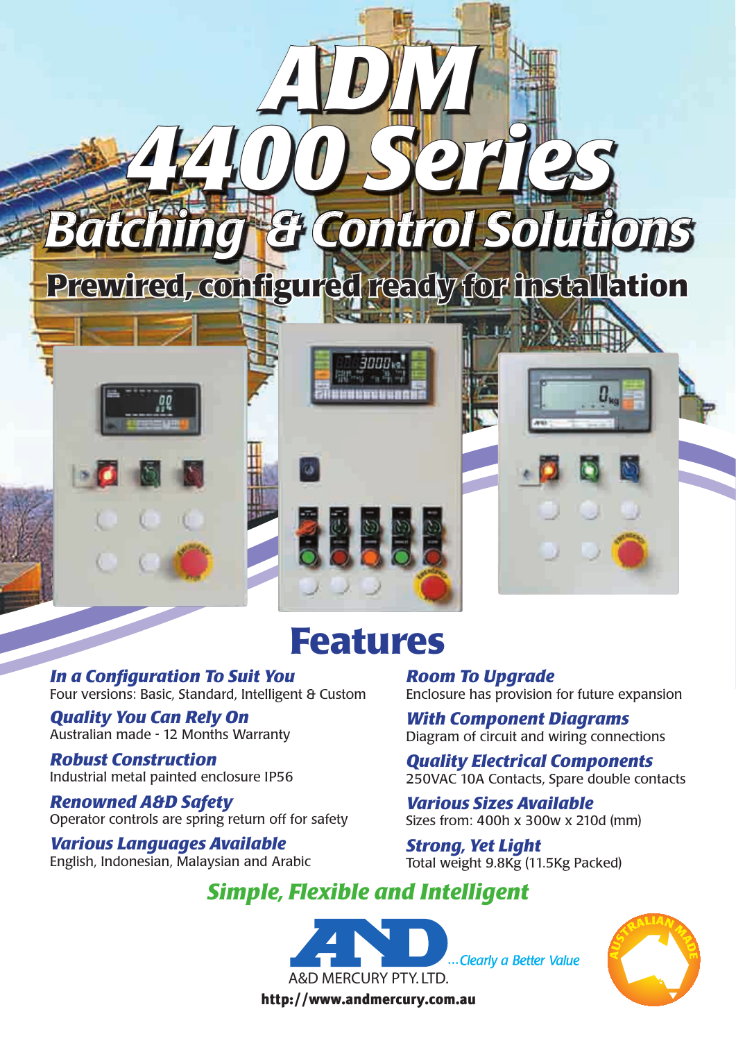# ADM 4400 Series

## Batching & Control Solutions

### Prewired, configured ready for installation

## Features

***In a Configuration To Suit You***
Four versions: Basic, Standard, Intelligent & Custom

***Quality You Can Rely On***
Australian made - 12 Months Warranty

***Robust Construction***
Industrial metal painted enclosure IP56

***Renowned A&D Safety***
Operator controls are spring return off for safety

***Various Languages Available***
English, Indonesian, Malaysian and Arabic

***Room To Upgrade***
Enclosure has provision for future expansion

***With Component Diagrams***
Diagram of circuit and wiring connections

***Quality Electrical Components***
250VAC 10A Contacts, Spare double contacts

***Various Sizes Available***
Sizes from: 400h x 300w x 210d (mm)

***Strong, Yet Light***
Total weight 9.8Kg (11.5Kg Packed)

***Simple, Flexible and Intelligent***

A&D ...Clearly a Better Value

A&D MERCURY PTY. LTD.

**http://www.andmercury.com.au**

AUSTRALIAN MADE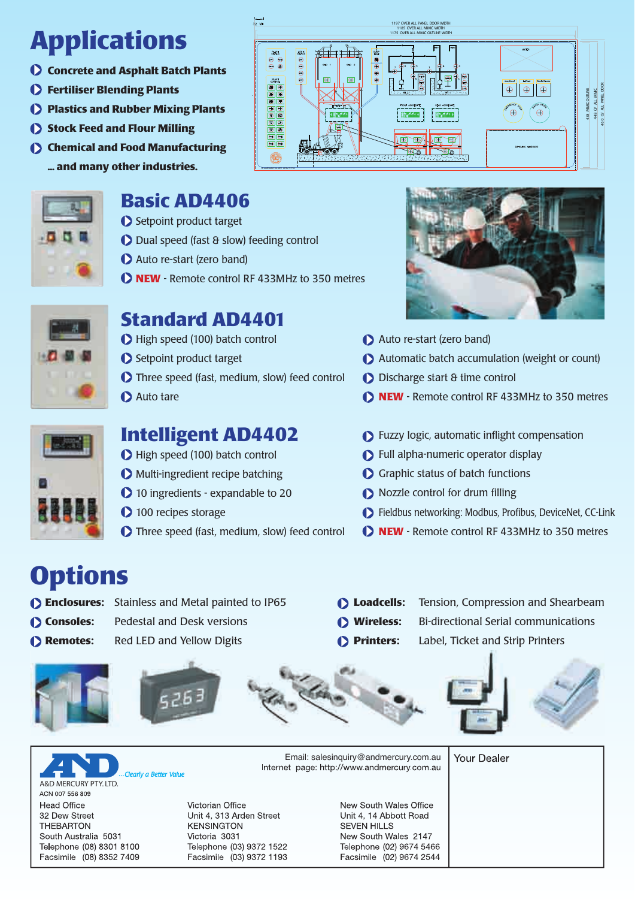# Applications

- Concrete and Asphalt Batch Plants
- Fertiliser Blending Plants
- Plastics and Rubber Mixing Plants
- Stock Feed and Flour Milling
- Chemical and Food Manufacturing

... and many other industries.

## Basic AD4406

- Setpoint product target
- Dual speed (fast & slow) feeding control
- Auto re-start (zero band)
- **NEW** - Remote control RF 433MHz to 350 metres

## Standard AD4401

- High speed (100) batch control
- Setpoint product target
- Three speed (fast, medium, slow) feed control
- Auto tare
- Auto re-start (zero band)
- Automatic batch accumulation (weight or count)
- Discharge start & time control
- **NEW** - Remote control RF 433MHz to 350 metres

## Intelligent AD4402

- High speed (100) batch control
- Multi-ingredient recipe batching
- 10 ingredients - expandable to 20
- 100 recipes storage
- Three speed (fast, medium, slow) feed control
- Fuzzy logic, automatic inflight compensation
- Full alpha-numeric operator display
- Graphic status of batch functions
- Nozzle control for drum filling
- Fieldbus networking: Modbus, Profibus, DeviceNet, CC-Link
- **NEW** - Remote control RF 433MHz to 350 metres

# Options

- **Enclosures:** Stainless and Metal painted to IP65
- **Consoles:** Pedestal and Desk versions
- **Remotes:** Red LED and Yellow Digits
- **Loadcells:** Tension, Compression and Shearbeam
- **Wireless:** Bi-directional Serial communications
- **Printers:** Label, Ticket and Strip Printers

A&D ...Clearly a Better Value

A&D MERCURY PTY. LTD.
ACN 007 556 809

Email: salesinquiry@andmercury.com.au
Internet page: http://www.andmercury.com.au

Head Office
32 Dew Street
THEBARTON
South Australia 5031
Telephone (08) 8301 8100
Facsimile (08) 8352 7409

Victorian Office
Unit 4, 313 Arden Street
KENSINGTON
Victoria 3031
Telephone (03) 9372 1522
Facsimile (03) 9372 1193

New South Wales Office
Unit 4, 14 Abbott Road
SEVEN HILLS
New South Wales 2147
Telephone (02) 9674 5466
Facsimile (02) 9674 2544

Your Dealer